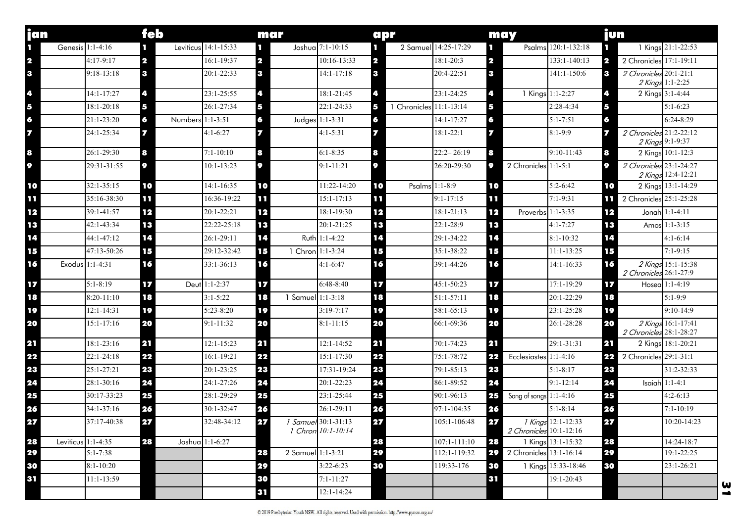| jan | | | feb | | | mar | | | apr | | | may | | | jun | | |
|---|---|---|---|---|---|---|---|---|---|---|---|---|---|---|---|---|---|
| 1 | Genesis | 1:1-4:16 | 1 | Leviticus | 14:1-15:33 | 1 | Joshua | 7:1-10:15 | 1 | 2 Samuel | 14:25-17:29 | 1 | Psalms | 120:1-132:18 | 1 | 1 Kings | 21:1-22:53 |
| 2 | | 4:17-9:17 | 2 | | 16:1-19:37 | 2 | | 10:16-13:33 | 2 | | 18:1-20:3 | 2 | | 133:1-140:13 | 2 | 2 Chronicles | 17:1-19:11 |
| 3 | | 9:18-13:18 | 3 | | 20:1-22:33 | 3 | | 14:1-17:18 | 3 | | 20:4-22:51 | 3 | | 141:1-150:6 | 3 | *2 Chronicles*<br>*2 Kings* | 20:1-21:1<br>1:1-2:25 |
| 4 | | 14:1-17:27 | 4 | | 23:1-25:55 | 4 | | 18:1-21:45 | 4 | | 23:1-24:25 | 4 | 1 Kings | 1:1-2:27 | 4 | 2 Kings | 3:1-4:44 |
| 5 | | 18:1-20:18 | 5 | | 26:1-27:34 | 5 | | 22:1-24:33 | 5 | 1 Chronicles | 11:1-13:14 | 5 | | 2:28-4:34 | 5 | | 5:1-6:23 |
| 6 | | 21:1-23:20 | 6 | Numbers | 1:1-3:51 | 6 | Judges | 1:1-3:31 | 6 | | 14:1-17:27 | 6 | | 5:1-7:51 | 6 | | 6:24-8:29 |
| 7 | | 24:1-25:34 | 7 | | 4:1-6:27 | 7 | | 4:1-5:31 | 7 | | 18:1-22:1 | 7 | | 8:1-9:9 | 7 | *2 Chronicles*<br>*2 Kings* | 21:2-22:12<br>9:1-9:37 |
| 8 | | 26:1-29:30 | 8 | | 7:1-10:10 | 8 | | 6:1-8:35 | 8 | | 22:2– 26:19 | 8 | | 9:10-11:43 | 8 | 2 Kings | 10:1-12:3 |
| 9 | | 29:31-31:55 | 9 | | 10:1-13:23 | 9 | | 9:1-11:21 | 9 | | 26:20-29:30 | 9 | 2 Chronicles | 1:1-5:1 | 9 | *2 Chronicles*<br>*2 Kings* | 23:1-24:27<br>12:4-12:21 |
| 10 | | 32:1-35:15 | 10 | | 14:1-16:35 | 10 | | 11:22-14:20 | 10 | Psalms | 1:1-8:9 | 10 | | 5:2-6:42 | 10 | 2 Kings | 13:1-14:29 |
| 11 | | 35:16-38:30 | 11 | | 16:36-19:22 | 11 | | 15:1-17:13 | 11 | | 9:1-17:15 | 11 | | 7:1-9:31 | 11 | 2 Chronicles | 25:1-25:28 |
| 12 | | 39:1-41:57 | 12 | | 20:1-22:21 | 12 | | 18:1-19:30 | 12 | | 18:1-21:13 | 12 | Proverbs | 1:1-3:35 | 12 | Jonah | 1:1-4:11 |
| 13 | | 42:1-43:34 | 13 | | 22:22-25:18 | 13 | | 20:1-21:25 | 13 | | 22:1-28:9 | 13 | | 4:1-7:27 | 13 | Amos | 1:1-3:15 |
| 14 | | 44:1-47:12 | 14 | | 26:1-29:11 | 14 | Ruth | 1:1-4:22 | 14 | | 29:1-34:22 | 14 | | 8:1-10:32 | 14 | | 4:1-6:14 |
| 15 | | 47:13-50:26 | 15 | | 29:12-32:42 | 15 | 1 Chron | 1:1-3:24 | 15 | | 35:1-38:22 | 15 | | 11:1-13:25 | 15 | | 7:1-9:15 |
| 16 | Exodus | 1:1-4:31 | 16 | | 33:1-36:13 | 16 | | 4:1-6:47 | 16 | | 39:1-44:26 | 16 | | 14:1-16:33 | 16 | *2 Kings*<br>*2 Chronicles* | 15:1-15:38<br>26:1-27:9 |
| 17 | | 5:1-8:19 | 17 | Deut | 1:1-2:37 | 17 | | 6:48-8:40 | 17 | | 45:1-50:23 | 17 | | 17:1-19:29 | 17 | Hosea | 1:1-4:19 |
| 18 | | 8:20-11:10 | 18 | | 3:1-5:22 | 18 | 1 Samuel | 1:1-3:18 | 18 | | 51:1-57:11 | 18 | | 20:1-22:29 | 18 | | 5:1-9:9 |
| 19 | | 12:1-14:31 | 19 | | 5:23-8:20 | 19 | | 3:19-7:17 | 19 | | 58:1-65:13 | 19 | | 23:1-25:28 | 19 | | 9:10-14:9 |
| 20 | | 15:1-17:16 | 20 | | 9:1-11:32 | 20 | | 8:1-11:15 | 20 | | 66:1-69:36 | 20 | | 26:1-28:28 | 20 | *2 Kings*<br>*2 Chronicles* | 16:1-17:41<br>28:1-28:27 |
| 21 | | 18:1-23:16 | 21 | | 12:1-15:23 | 21 | | 12:1-14:52 | 21 | | 70:1-74:23 | 21 | | 29:1-31:31 | 21 | 2 Kings | 18:1-20:21 |
| 22 | | 22:1-24:18 | 22 | | 16:1-19:21 | 22 | | 15:1-17:30 | 22 | | 75:1-78:72 | 22 | Ecclesiastes | 1:1-4:16 | 22 | 2 Chronicles | 29:1-31:1 |
| 23 | | 25:1-27:21 | 23 | | 20:1-23:25 | 23 | | 17:31-19:24 | 23 | | 79:1-85:13 | 23 | | 5:1-8:17 | 23 | | 31:2-32:33 |
| 24 | | 28:1-30:16 | 24 | | 24:1-27:26 | 24 | | 20:1-22:23 | 24 | | 86:1-89:52 | 24 | | 9:1-12:14 | 24 | Isaiah | 1:1-4:1 |
| 25 | | 30:17-33:23 | 25 | | 28:1-29:29 | 25 | | 23:1-25:44 | 25 | | 90:1-96:13 | 25 | Song of songs | 1:1-4:16 | 25 | | 4:2-6:13 |
| 26 | | 34:1-37:16 | 26 | | 30:1-32:47 | 26 | | 26:1-29:11 | 26 | | 97:1-104:35 | 26 | | 5:1-8:14 | 26 | | 7:1-10:19 |
| 27 | | 37:17-40:38 | 27 | | 32:48-34:12 | 27 | *1 Samuel*<br>*1 Chron* | 30:1-31:13<br>*10:1-10:14* | 27 | | 105:1-106:48 | 27 | *1 Kings*<br>*2 Chronicles* | 12:1-12:33<br>10:1-12:16 | 27 | | 10:20-14:23 |
| 28 | Leviticus | 1:1-4:35 | 28 | Joshua | 1:1-6:27 | | | | 28 | | 107:1-111:10 | 28 | 1 Kings | 13:1-15:32 | 28 | | 14:24-18:7 |
| 29 | | 5:1-7:38 | | | | 28 | 2 Samuel | 1:1-3:21 | 29 | | 112:1-119:32 | 29 | 2 Chronicles | 13:1-16:14 | 29 | | 19:1-22:25 |
| 30 | | 8:1-10:20 | | | | 29 | | 3:22-6:23 | 30 | | 119:33-176 | 30 | 1 Kings | 15:33-18:46 | 30 | | 23:1-26:21 |
| 31 | | 11:1-13:59 | | | | 30 | | 7:1-11:27 | | | | 31 | | 19:1-20:43 | | | |
| | | | | | | 31 | | 12:1-14:24 | | | | | | | | | |

© 2019 Presbyterian Youth NSW. All rights reserved. Used with permission. http://www.pynsw.org.au/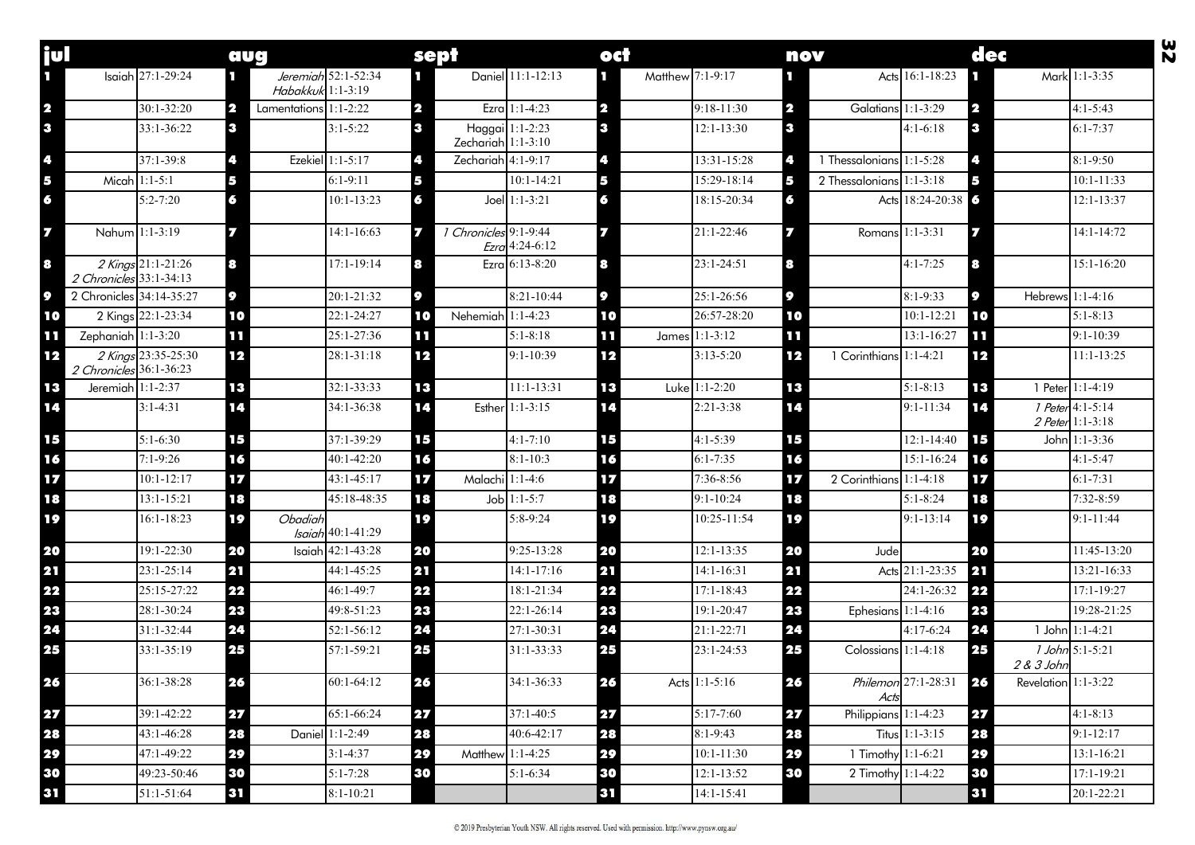| jul | | | aug | | | sept | | | oct | | | nov | | | dec | | |
|---|---|---|---|---|---|---|---|---|---|---|---|---|---|---|---|---|---|
| 1 | Isaiah | 27:1-29:24 | 1 | *Jeremiah* *Habakkuk* | 52:1-52:34 1:1-3:19 | 1 | Daniel | 11:1-12:13 | 1 | Matthew | 7:1-9:17 | 1 | Acts | 16:1-18:23 | 1 | Mark | 1:1-3:35 |
| 2 | | 30:1-32:20 | 2 | Lamentations | 1:1-2:22 | 2 | Ezra | 1:1-4:23 | 2 | | 9:18-11:30 | 2 | Galatians | 1:1-3:29 | 2 | | 4:1-5:43 |
| 3 | | 33:1-36:22 | 3 | | 3:1-5:22 | 3 | Haggai Zechariah | 1:1-2:23 1:1-3:10 | 3 | | 12:1-13:30 | 3 | | 4:1-6:18 | 3 | | 6:1-7:37 |
| 4 | | 37:1-39:8 | 4 | Ezekiel | 1:1-5:17 | 4 | Zechariah | 4:1-9:17 | 4 | | 13:31-15:28 | 4 | 1 Thessalonians | 1:1-5:28 | 4 | | 8:1-9:50 |
| 5 | Micah | 1:1-5:1 | 5 | | 6:1-9:11 | 5 | | 10:1-14:21 | 5 | | 15:29-18:14 | 5 | 2 Thessalonians | 1:1-3:18 | 5 | | 10:1-11:33 |
| 6 | | 5:2-7:20 | 6 | | 10:1-13:23 | 6 | Joel | 1:1-3:21 | 6 | | 18:15-20:34 | 6 | Acts | 18:24-20:38 | 6 | | 12:1-13:37 |
| 7 | Nahum | 1:1-3:19 | 7 | | 14:1-16:63 | 7 | *1 Chronicles* *Ezra* | 9:1-9:44 4:24-6:12 | 7 | | 21:1-22:46 | 7 | Romans | 1:1-3:31 | 7 | | 14:1-14:72 |
| 8 | *2 Kings* *2 Chronicles* | 21:1-21:26 33:1-34:13 | 8 | | 17:1-19:14 | 8 | Ezra | 6:13-8:20 | 8 | | 23:1-24:51 | 8 | | 4:1-7:25 | 8 | | 15:1-16:20 |
| 9 | 2 Chronicles | 34:14-35:27 | 9 | | 20:1-21:32 | 9 | | 8:21-10:44 | 9 | | 25:1-26:56 | 9 | | 8:1-9:33 | 9 | Hebrews | 1:1-4:16 |
| 10 | 2 Kings | 22:1-23:34 | 10 | | 22:1-24:27 | 10 | Nehemiah | 1:1-4:23 | 10 | | 26:57-28:20 | 10 | | 10:1-12:21 | 10 | | 5:1-8:13 |
| 11 | Zephaniah | 1:1-3:20 | 11 | | 25:1-27:36 | 11 | | 5:1-8:18 | 11 | James | 1:1-3:12 | 11 | | 13:1-16:27 | 11 | | 9:1-10:39 |
| 12 | *2 Kings* *2 Chronicles* | 23:35-25:30 36:1-36:23 | 12 | | 28:1-31:18 | 12 | | 9:1-10:39 | 12 | | 3:13-5:20 | 12 | 1 Corinthians | 1:1-4:21 | 12 | | 11:1-13:25 |
| 13 | Jeremiah | 1:1-2:37 | 13 | | 32:1-33:33 | 13 | | 11:1-13:31 | 13 | Luke | 1:1-2:20 | 13 | | 5:1-8:13 | 13 | 1 Peter | 1:1-4:19 |
| 14 | | 3:1-4:31 | 14 | | 34:1-36:38 | 14 | Esther | 1:1-3:15 | 14 | | 2:21-3:38 | 14 | | 9:1-11:34 | 14 | *1 Peter* *2 Peter* | 4:1-5:14 1:1-3:18 |
| 15 | | 5:1-6:30 | 15 | | 37:1-39:29 | 15 | | 4:1-7:10 | 15 | | 4:1-5:39 | 15 | | 12:1-14:40 | 15 | John | 1:1-3:36 |
| 16 | | 7:1-9:26 | 16 | | 40:1-42:20 | 16 | | 8:1-10:3 | 16 | | 6:1-7:35 | 16 | | 15:1-16:24 | 16 | | 4:1-5:47 |
| 17 | | 10:1-12:17 | 17 | | 43:1-45:17 | 17 | Malachi | 1:1-4:6 | 17 | | 7:36-8:56 | 17 | 2 Corinthians | 1:1-4:18 | 17 | | 6:1-7:31 |
| 18 | | 13:1-15:21 | 18 | | 45:18-48:35 | 18 | Job | 1:1-5:7 | 18 | | 9:1-10:24 | 18 | | 5:1-8:24 | 18 | | 7:32-8:59 |
| 19 | | 16:1-18:23 | 19 | *Obadiah* *Isaiah* | 40:1-41:29 | 19 | | 5:8-9:24 | 19 | | 10:25-11:54 | 19 | | 9:1-13:14 | 19 | | 9:1-11:44 |
| 20 | | 19:1-22:30 | 20 | Isaiah | 42:1-43:28 | 20 | | 9:25-13:28 | 20 | | 12:1-13:35 | 20 | Jude | | 20 | | 11:45-13:20 |
| 21 | | 23:1-25:14 | 21 | | 44:1-45:25 | 21 | | 14:1-17:16 | 21 | | 14:1-16:31 | 21 | Acts | 21:1-23:35 | 21 | | 13:21-16:33 |
| 22 | | 25:15-27:22 | 22 | | 46:1-49:7 | 22 | | 18:1-21:34 | 22 | | 17:1-18:43 | 22 | | 24:1-26:32 | 22 | | 17:1-19:27 |
| 23 | | 28:1-30:24 | 23 | | 49:8-51:23 | 23 | | 22:1-26:14 | 23 | | 19:1-20:47 | 23 | Ephesians | 1:1-4:16 | 23 | | 19:28-21:25 |
| 24 | | 31:1-32:44 | 24 | | 52:1-56:12 | 24 | | 27:1-30:31 | 24 | | 21:1-22:71 | 24 | | 4:17-6:24 | 24 | 1 John | 1:1-4:21 |
| 25 | | 33:1-35:19 | 25 | | 57:1-59:21 | 25 | | 31:1-33:33 | 25 | | 23:1-24:53 | 25 | Colossians | 1:1-4:18 | 25 | *1 John* *2 & 3 John* | 5:1-5:21 |
| 26 | | 36:1-38:28 | 26 | | 60:1-64:12 | 26 | | 34:1-36:33 | 26 | Acts | 1:1-5:16 | 26 | *Philemon* *Acts* | 27:1-28:31 | 26 | Revelation | 1:1-3:22 |
| 27 | | 39:1-42:22 | 27 | | 65:1-66:24 | 27 | | 37:1-40:5 | 27 | | 5:17-7:60 | 27 | Philippians | 1:1-4:23 | 27 | | 4:1-8:13 |
| 28 | | 43:1-46:28 | 28 | Daniel | 1:1-2:49 | 28 | | 40:6-42:17 | 28 | | 8:1-9:43 | 28 | Titus | 1:1-3:15 | 28 | | 9:1-12:17 |
| 29 | | 47:1-49:22 | 29 | | 3:1-4:37 | 29 | Matthew | 1:1-4:25 | 29 | | 10:1-11:30 | 29 | 1 Timothy | 1:1-6:21 | 29 | | 13:1-16:21 |
| 30 | | 49:23-50:46 | 30 | | 5:1-7:28 | 30 | | 5:1-6:34 | 30 | | 12:1-13:52 | 30 | 2 Timothy | 1:1-4:22 | 30 | | 17:1-19:21 |
| 31 | | 51:1-51:64 | 31 | | 8:1-10:21 | | | | 31 | | 14:1-15:41 | | | | 31 | | 20:1-22:21 |

© 2019 Presbyterian Youth NSW. All rights reserved. Used with permission. http://www.pynsw.org.au/